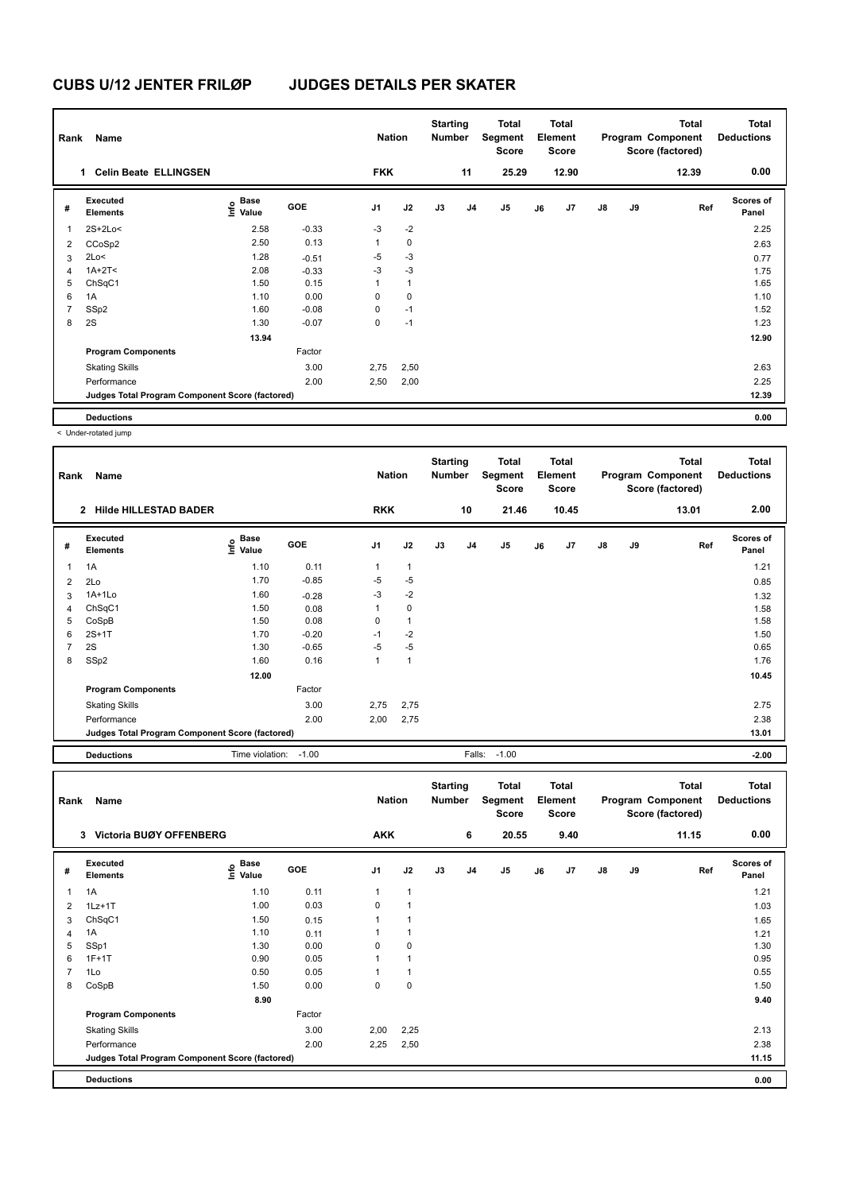# CUBS U/12 JENTER FRILØP JUDGES DETAILS PER SKATER

| Rank | Name | Nation | Starting Number | Total Segment Score | Total Element Score | Total Program Component Score (factored) | Total Deductions |
|---|---|---|---|---|---|---|---|
| 1 | Celin Beate ELLINGSEN | FKK | 11 | 25.29 | 12.90 | 12.39 | 0.00 |

| # | Executed Elements | Info | Base Value | GOE | J1 | J2 | J3 | J4 | J5 | J6 | J7 | J8 | J9 | Ref | Scores of Panel |
|---|---|---|---|---|---|---|---|---|---|---|---|---|---|---|---|
| 1 | 2S+2Lo< | | 2.58 | -0.33 | -3 | -2 | | | | | | | | | 2.25 |
| 2 | CCoSp2 | | 2.50 | 0.13 | 1 | 0 | | | | | | | | | 2.63 |
| 3 | 2Lo< | | 1.28 | -0.51 | -5 | -3 | | | | | | | | | 0.77 |
| 4 | 1A+2T< | | 2.08 | -0.33 | -3 | -3 | | | | | | | | | 1.75 |
| 5 | ChSqC1 | | 1.50 | 0.15 | 1 | 1 | | | | | | | | | 1.65 |
| 6 | 1A | | 1.10 | 0.00 | 0 | 0 | | | | | | | | | 1.10 |
| 7 | SSp2 | | 1.60 | -0.08 | 0 | -1 | | | | | | | | | 1.52 |
| 8 | 2S | | 1.30 | -0.07 | 0 | -1 | | | | | | | | | 1.23 |
| | | | 13.94 | | | | | | | | | | | | 12.90 |
| | **Program Components** | | | Factor | | | | | | | | | | | |
| | Skating Skills | | | 3.00 | 2,75 | 2,50 | | | | | | | | | 2.63 |
| | Performance | | | 2.00 | 2,50 | 2,00 | | | | | | | | | 2.25 |
| | **Judges Total Program Component Score (factored)** | | | | | | | | | | | | | | 12.39 |
| | **Deductions** | | | | | | | | | | | | | | 0.00 |

< Under-rotated jump

| Rank | Name | Nation | Starting Number | Total Segment Score | Total Element Score | Total Program Component Score (factored) | Total Deductions |
|---|---|---|---|---|---|---|---|
| 2 | Hilde HILLESTAD BADER | RKK | 10 | 21.46 | 10.45 | 13.01 | 2.00 |

| # | Executed Elements | Info | Base Value | GOE | J1 | J2 | J3 | J4 | J5 | J6 | J7 | J8 | J9 | Ref | Scores of Panel |
|---|---|---|---|---|---|---|---|---|---|---|---|---|---|---|---|
| 1 | 1A | | 1.10 | 0.11 | 1 | 1 | | | | | | | | | 1.21 |
| 2 | 2Lo | | 1.70 | -0.85 | -5 | -5 | | | | | | | | | 0.85 |
| 3 | 1A+1Lo | | 1.60 | -0.28 | -3 | -2 | | | | | | | | | 1.32 |
| 4 | ChSqC1 | | 1.50 | 0.08 | 1 | 0 | | | | | | | | | 1.58 |
| 5 | CoSpB | | 1.50 | 0.08 | 0 | 1 | | | | | | | | | 1.58 |
| 6 | 2S+1T | | 1.70 | -0.20 | -1 | -2 | | | | | | | | | 1.50 |
| 7 | 2S | | 1.30 | -0.65 | -5 | -5 | | | | | | | | | 0.65 |
| 8 | SSp2 | | 1.60 | 0.16 | 1 | 1 | | | | | | | | | 1.76 |
| | | | 12.00 | | | | | | | | | | | | 10.45 |
| | **Program Components** | | | Factor | | | | | | | | | | | |
| | Skating Skills | | | 3.00 | 2,75 | 2,75 | | | | | | | | | 2.75 |
| | Performance | | | 2.00 | 2,00 | 2,75 | | | | | | | | | 2.38 |
| | **Judges Total Program Component Score (factored)** | | | | | | | | | | | | | | 13.01 |
| | **Deductions** | Time violation: -1.00 | | | | | | Falls: -1.00 | | | | | | | -2.00 |

| Rank | Name | Nation | Starting Number | Total Segment Score | Total Element Score | Total Program Component Score (factored) | Total Deductions |
|---|---|---|---|---|---|---|---|
| 3 | Victoria BUØY OFFENBERG | AKK | 6 | 20.55 | 9.40 | 11.15 | 0.00 |

| # | Executed Elements | Info | Base Value | GOE | J1 | J2 | J3 | J4 | J5 | J6 | J7 | J8 | J9 | Ref | Scores of Panel |
|---|---|---|---|---|---|---|---|---|---|---|---|---|---|---|---|
| 1 | 1A | | 1.10 | 0.11 | 1 | 1 | | | | | | | | | 1.21 |
| 2 | 1Lz+1T | | 1.00 | 0.03 | 0 | 1 | | | | | | | | | 1.03 |
| 3 | ChSqC1 | | 1.50 | 0.15 | 1 | 1 | | | | | | | | | 1.65 |
| 4 | 1A | | 1.10 | 0.11 | 1 | 1 | | | | | | | | | 1.21 |
| 5 | SSp1 | | 1.30 | 0.00 | 0 | 0 | | | | | | | | | 1.30 |
| 6 | 1F+1T | | 0.90 | 0.05 | 1 | 1 | | | | | | | | | 0.95 |
| 7 | 1Lo | | 0.50 | 0.05 | 1 | 1 | | | | | | | | | 0.55 |
| 8 | CoSpB | | 1.50 | 0.00 | 0 | 0 | | | | | | | | | 1.50 |
| | | | 8.90 | | | | | | | | | | | | 9.40 |
| | **Program Components** | | | Factor | | | | | | | | | | | |
| | Skating Skills | | | 3.00 | 2,00 | 2,25 | | | | | | | | | 2.13 |
| | Performance | | | 2.00 | 2,25 | 2,50 | | | | | | | | | 2.38 |
| | **Judges Total Program Component Score (factored)** | | | | | | | | | | | | | | 11.15 |
| | **Deductions** | | | | | | | | | | | | | | 0.00 |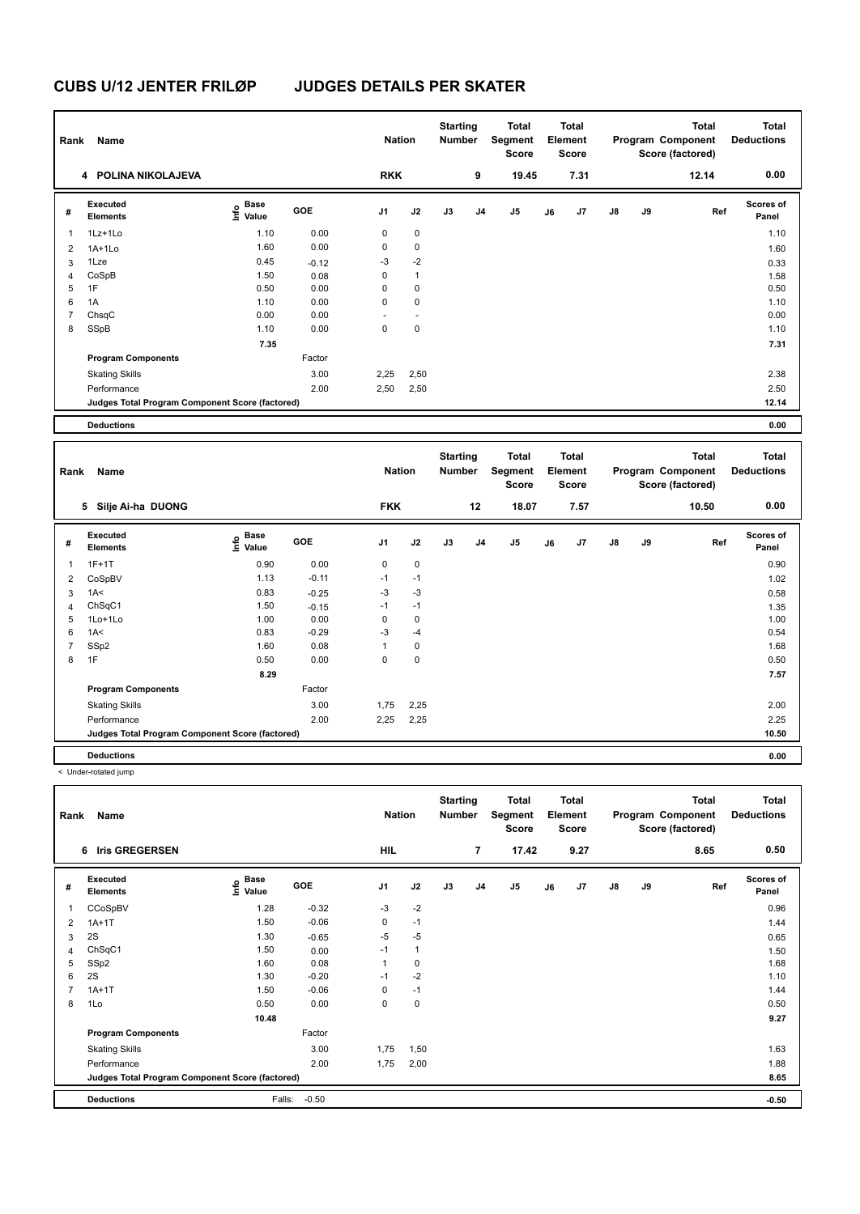# CUBS U/12 JENTER FRILØP JUDGES DETAILS PER SKATER

| Rank | Name | | | Nation | | Starting Number | | Total Segment Score | | Total Element Score | | | Total Program Component Score (factored) | Total Deductions |
|---|---|---|---|---|---|---|---|---|---|---|---|---|---|---|
| 4 | POLINA NIKOLAJEVA | | | RKK | | 9 | | 19.45 | | 7.31 | | | 12.14 | 0.00 |

| # | Executed Elements | Info | Base Value | GOE | J1 | J2 | J3 | J4 | J5 | J6 | J7 | J8 | J9 | Ref | Scores of Panel |
|---|---|---|---|---|---|---|---|---|---|---|---|---|---|---|---|
| 1 | 1Lz+1Lo | | 1.10 | 0.00 | 0 | 0 | | | | | | | | | 1.10 |
| 2 | 1A+1Lo | | 1.60 | 0.00 | 0 | 0 | | | | | | | | | 1.60 |
| 3 | 1Lze | | 0.45 | -0.12 | -3 | -2 | | | | | | | | | 0.33 |
| 4 | CoSpB | | 1.50 | 0.08 | 0 | 1 | | | | | | | | | 1.58 |
| 5 | 1F | | 0.50 | 0.00 | 0 | 0 | | | | | | | | | 0.50 |
| 6 | 1A | | 1.10 | 0.00 | 0 | 0 | | | | | | | | | 1.10 |
| 7 | ChsqC | | 0.00 | 0.00 | - | - | | | | | | | | | 0.00 |
| 8 | SSpB | | 1.10 | 0.00 | 0 | 0 | | | | | | | | | 1.10 |
| | | | 7.35 | | | | | | | | | | | | 7.31 |
| | **Program Components** | | | Factor | | | | | | | | | | | |
| | Skating Skills | | | 3.00 | 2,25 | 2,50 | | | | | | | | | 2.38 |
| | Performance | | | 2.00 | 2,50 | 2,50 | | | | | | | | | 2.50 |
| | **Judges Total Program Component Score (factored)** | | | | | | | | | | | | | | 12.14 |
| | **Deductions** | | | | | | | | | | | | | | 0.00 |

| Rank | Name | | | Nation | | Starting Number | | Total Segment Score | | Total Element Score | | | Total Program Component Score (factored) | Total Deductions |
|---|---|---|---|---|---|---|---|---|---|---|---|---|---|---|
| 5 | Silje Ai-ha DUONG | | | FKK | | 12 | | 18.07 | | 7.57 | | | 10.50 | 0.00 |

| # | Executed Elements | Info | Base Value | GOE | J1 | J2 | J3 | J4 | J5 | J6 | J7 | J8 | J9 | Ref | Scores of Panel |
|---|---|---|---|---|---|---|---|---|---|---|---|---|---|---|---|
| 1 | 1F+1T | | 0.90 | 0.00 | 0 | 0 | | | | | | | | | 0.90 |
| 2 | CoSpBV | | 1.13 | -0.11 | -1 | -1 | | | | | | | | | 1.02 |
| 3 | 1A< | < | 0.83 | -0.25 | -3 | -3 | | | | | | | | | 0.58 |
| 4 | ChSqC1 | | 1.50 | -0.15 | -1 | -1 | | | | | | | | | 1.35 |
| 5 | 1Lo+1Lo | | 1.00 | 0.00 | 0 | 0 | | | | | | | | | 1.00 |
| 6 | 1A< | < | 0.83 | -0.29 | -3 | -4 | | | | | | | | | 0.54 |
| 7 | SSp2 | | 1.60 | 0.08 | 1 | 0 | | | | | | | | | 1.68 |
| 8 | 1F | | 0.50 | 0.00 | 0 | 0 | | | | | | | | | 0.50 |
| | | | 8.29 | | | | | | | | | | | | 7.57 |
| | **Program Components** | | | Factor | | | | | | | | | | | |
| | Skating Skills | | | 3.00 | 1,75 | 2,25 | | | | | | | | | 2.00 |
| | Performance | | | 2.00 | 2,25 | 2,25 | | | | | | | | | 2.25 |
| | **Judges Total Program Component Score (factored)** | | | | | | | | | | | | | | 10.50 |
| | **Deductions** | | | | | | | | | | | | | | 0.00 |

< Under-rotated jump

| Rank | Name | | | Nation | | Starting Number | | Total Segment Score | | Total Element Score | | | Total Program Component Score (factored) | Total Deductions |
|---|---|---|---|---|---|---|---|---|---|---|---|---|---|---|
| 6 | Iris GREGERSEN | | | HIL | | 7 | | 17.42 | | 9.27 | | | 8.65 | 0.50 |

| # | Executed Elements | Info | Base Value | GOE | J1 | J2 | J3 | J4 | J5 | J6 | J7 | J8 | J9 | Ref | Scores of Panel |
|---|---|---|---|---|---|---|---|---|---|---|---|---|---|---|---|
| 1 | CCoSpBV | | 1.28 | -0.32 | -3 | -2 | | | | | | | | | 0.96 |
| 2 | 1A+1T | | 1.50 | -0.06 | 0 | -1 | | | | | | | | | 1.44 |
| 3 | 2S | | 1.30 | -0.65 | -5 | -5 | | | | | | | | | 0.65 |
| 4 | ChSqC1 | | 1.50 | 0.00 | -1 | 1 | | | | | | | | | 1.50 |
| 5 | SSp2 | | 1.60 | 0.08 | 1 | 0 | | | | | | | | | 1.68 |
| 6 | 2S | | 1.30 | -0.20 | -1 | -2 | | | | | | | | | 1.10 |
| 7 | 1A+1T | | 1.50 | -0.06 | 0 | -1 | | | | | | | | | 1.44 |
| 8 | 1Lo | | 0.50 | 0.00 | 0 | 0 | | | | | | | | | 0.50 |
| | | | 10.48 | | | | | | | | | | | | 9.27 |
| | **Program Components** | | | Factor | | | | | | | | | | | |
| | Skating Skills | | | 3.00 | 1,75 | 1,50 | | | | | | | | | 1.63 |
| | Performance | | | 2.00 | 1,75 | 2,00 | | | | | | | | | 1.88 |
| | **Judges Total Program Component Score (factored)** | | | | | | | | | | | | | | 8.65 |
| | **Deductions** | | Falls: | -0.50 | | | | | | | | | | | -0.50 |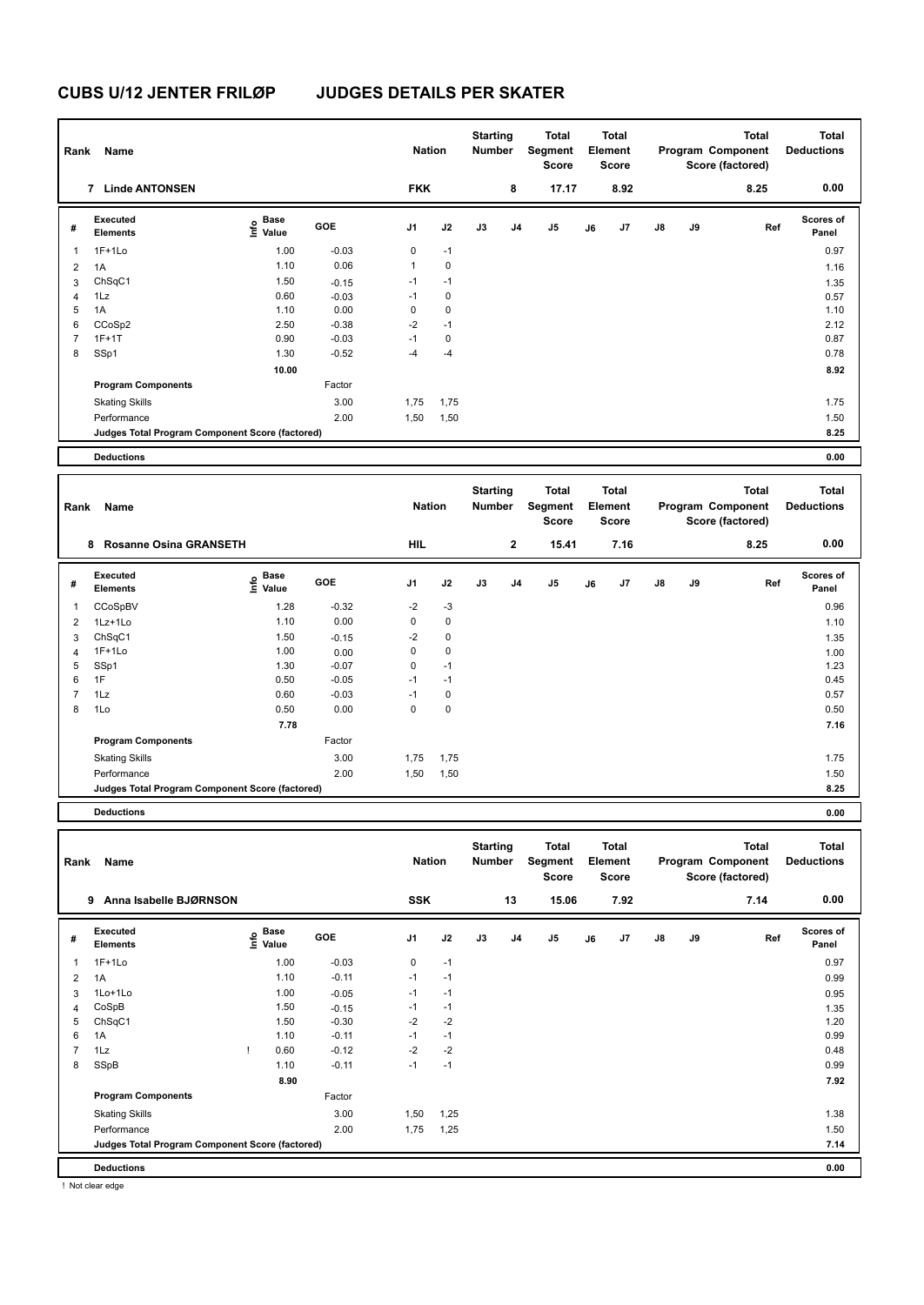# CUBS U/12 JENTER FRILØP JUDGES DETAILS PER SKATER

| Rank | Name | Nation | Starting Number | Total Segment Score | Total Element Score | Total Program Component Score (factored) | Total Deductions |
|---|---|---|---|---|---|---|---|
| 7 | Linde ANTONSEN | FKK | 8 | 17.17 | 8.92 | 8.25 | 0.00 |

| # | Executed Elements | Info | Base Value | GOE | J1 | J2 | J3 | J4 | J5 | J6 | J7 | J8 | J9 | Ref | Scores of Panel |
|---|---|---|---|---|---|---|---|---|---|---|---|---|---|---|---|
| 1 | 1F+1Lo | | 1.00 | -0.03 | 0 | -1 | | | | | | | | | 0.97 |
| 2 | 1A | | 1.10 | 0.06 | 1 | 0 | | | | | | | | | 1.16 |
| 3 | ChSqC1 | | 1.50 | -0.15 | -1 | -1 | | | | | | | | | 1.35 |
| 4 | 1Lz | | 0.60 | -0.03 | -1 | 0 | | | | | | | | | 0.57 |
| 5 | 1A | | 1.10 | 0.00 | 0 | 0 | | | | | | | | | 1.10 |
| 6 | CCoSp2 | | 2.50 | -0.38 | -2 | -1 | | | | | | | | | 2.12 |
| 7 | 1F+1T | | 0.90 | -0.03 | -1 | 0 | | | | | | | | | 0.87 |
| 8 | SSp1 | | 1.30 | -0.52 | -4 | -4 | | | | | | | | | 0.78 |
| | | | 10.00 | | | | | | | | | | | | 8.92 |
| | **Program Components** | | | Factor | | | | | | | | | | | |
| | Skating Skills | | | 3.00 | 1,75 | 1,75 | | | | | | | | | 1.75 |
| | Performance | | | 2.00 | 1,50 | 1,50 | | | | | | | | | 1.50 |
| | **Judges Total Program Component Score (factored)** | | | | | | | | | | | | | | 8.25 |
| | **Deductions** | | | | | | | | | | | | | | 0.00 |

| Rank | Name | Nation | Starting Number | Total Segment Score | Total Element Score | Total Program Component Score (factored) | Total Deductions |
|---|---|---|---|---|---|---|---|
| 8 | Rosanne Osina GRANSETH | HIL | 2 | 15.41 | 7.16 | 8.25 | 0.00 |

| # | Executed Elements | Info | Base Value | GOE | J1 | J2 | J3 | J4 | J5 | J6 | J7 | J8 | J9 | Ref | Scores of Panel |
|---|---|---|---|---|---|---|---|---|---|---|---|---|---|---|---|
| 1 | CCoSpBV | | 1.28 | -0.32 | -2 | -3 | | | | | | | | | 0.96 |
| 2 | 1Lz+1Lo | | 1.10 | 0.00 | 0 | 0 | | | | | | | | | 1.10 |
| 3 | ChSqC1 | | 1.50 | -0.15 | -2 | 0 | | | | | | | | | 1.35 |
| 4 | 1F+1Lo | | 1.00 | 0.00 | 0 | 0 | | | | | | | | | 1.00 |
| 5 | SSp1 | | 1.30 | -0.07 | 0 | -1 | | | | | | | | | 1.23 |
| 6 | 1F | | 0.50 | -0.05 | -1 | -1 | | | | | | | | | 0.45 |
| 7 | 1Lz | | 0.60 | -0.03 | -1 | 0 | | | | | | | | | 0.57 |
| 8 | 1Lo | | 0.50 | 0.00 | 0 | 0 | | | | | | | | | 0.50 |
| | | | 7.78 | | | | | | | | | | | | 7.16 |
| | **Program Components** | | | Factor | | | | | | | | | | | |
| | Skating Skills | | | 3.00 | 1,75 | 1,75 | | | | | | | | | 1.75 |
| | Performance | | | 2.00 | 1,50 | 1,50 | | | | | | | | | 1.50 |
| | **Judges Total Program Component Score (factored)** | | | | | | | | | | | | | | 8.25 |
| | **Deductions** | | | | | | | | | | | | | | 0.00 |

| Rank | Name | Nation | Starting Number | Total Segment Score | Total Element Score | Total Program Component Score (factored) | Total Deductions |
|---|---|---|---|---|---|---|---|
| 9 | Anna Isabelle BJØRNSON | SSK | 13 | 15.06 | 7.92 | 7.14 | 0.00 |

| # | Executed Elements | Info | Base Value | GOE | J1 | J2 | J3 | J4 | J5 | J6 | J7 | J8 | J9 | Ref | Scores of Panel |
|---|---|---|---|---|---|---|---|---|---|---|---|---|---|---|---|
| 1 | 1F+1Lo | | 1.00 | -0.03 | 0 | -1 | | | | | | | | | 0.97 |
| 2 | 1A | | 1.10 | -0.11 | -1 | -1 | | | | | | | | | 0.99 |
| 3 | 1Lo+1Lo | | 1.00 | -0.05 | -1 | -1 | | | | | | | | | 0.95 |
| 4 | CoSpB | | 1.50 | -0.15 | -1 | -1 | | | | | | | | | 1.35 |
| 5 | ChSqC1 | | 1.50 | -0.30 | -2 | -2 | | | | | | | | | 1.20 |
| 6 | 1A | | 1.10 | -0.11 | -1 | -1 | | | | | | | | | 0.99 |
| 7 | 1Lz | ! | 0.60 | -0.12 | -2 | -2 | | | | | | | | | 0.48 |
| 8 | SSpB | | 1.10 | -0.11 | -1 | -1 | | | | | | | | | 0.99 |
| | | | 8.90 | | | | | | | | | | | | 7.92 |
| | **Program Components** | | | Factor | | | | | | | | | | | |
| | Skating Skills | | | 3.00 | 1,50 | 1,25 | | | | | | | | | 1.38 |
| | Performance | | | 2.00 | 1,75 | 1,25 | | | | | | | | | 1.50 |
| | **Judges Total Program Component Score (factored)** | | | | | | | | | | | | | | 7.14 |
| | **Deductions** | | | | | | | | | | | | | | 0.00 |

! Not clear edge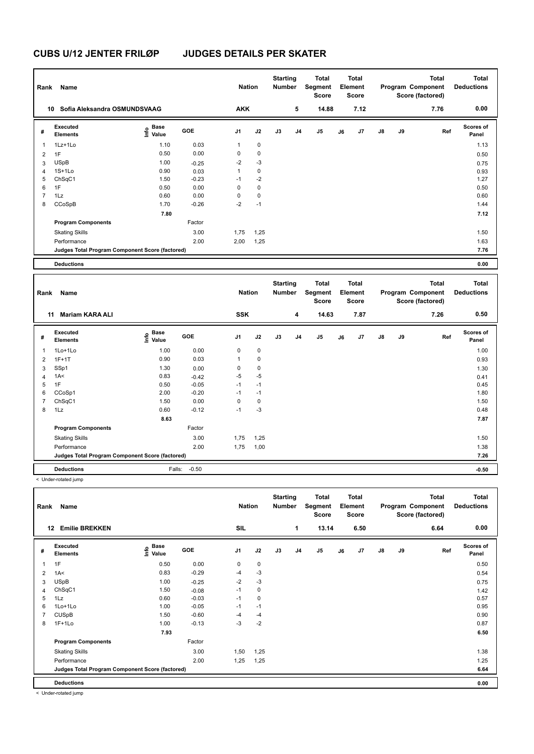# CUBS U/12 JENTER FRILØP JUDGES DETAILS PER SKATER

| Rank | Name | Nation | Starting Number | Total Segment Score | Total Element Score | Total Program Component Score (factored) | Total Deductions |
|---|---|---|---|---|---|---|---|
| 10 | Sofia Aleksandra OSMUNDSVAAG | AKK | 5 | 14.88 | 7.12 | 7.76 | 0.00 |

| # | Executed Elements | Info | Base Value | GOE | J1 | J2 | J3 | J4 | J5 | J6 | J7 | J8 | J9 | Ref | Scores of Panel |
|---|---|---|---|---|---|---|---|---|---|---|---|---|---|---|---|
| 1 | 1Lz+1Lo | | 1.10 | 0.03 | 1 | 0 | | | | | | | | | 1.13 |
| 2 | 1F | | 0.50 | 0.00 | 0 | 0 | | | | | | | | | 0.50 |
| 3 | USpB | | 1.00 | -0.25 | -2 | -3 | | | | | | | | | 0.75 |
| 4 | 1S+1Lo | | 0.90 | 0.03 | 1 | 0 | | | | | | | | | 0.93 |
| 5 | ChSqC1 | | 1.50 | -0.23 | -1 | -2 | | | | | | | | | 1.27 |
| 6 | 1F | | 0.50 | 0.00 | 0 | 0 | | | | | | | | | 0.50 |
| 7 | 1Lz | | 0.60 | 0.00 | 0 | 0 | | | | | | | | | 0.60 |
| 8 | CCoSpB | | 1.70 | -0.26 | -2 | -1 | | | | | | | | | 1.44 |
| | | | 7.80 | | | | | | | | | | | | 7.12 |
| | Program Components | | | Factor | | | | | | | | | | | |
| | Skating Skills | | | 3.00 | 1,75 | 1,25 | | | | | | | | | 1.50 |
| | Performance | | | 2.00 | 2,00 | 1,25 | | | | | | | | | 1.63 |
| | Judges Total Program Component Score (factored) | | | | | | | | | | | | | | 7.76 |
| | Deductions | | | | | | | | | | | | | | 0.00 |

| Rank | Name | Nation | Starting Number | Total Segment Score | Total Element Score | Total Program Component Score (factored) | Total Deductions |
|---|---|---|---|---|---|---|---|
| 11 | Mariam KARA ALI | SSK | 4 | 14.63 | 7.87 | 7.26 | 0.50 |

| # | Executed Elements | Info | Base Value | GOE | J1 | J2 | J3 | J4 | J5 | J6 | J7 | J8 | J9 | Ref | Scores of Panel |
|---|---|---|---|---|---|---|---|---|---|---|---|---|---|---|---|
| 1 | 1Lo+1Lo | | 1.00 | 0.00 | 0 | 0 | | | | | | | | | 1.00 |
| 2 | 1F+1T | | 0.90 | 0.03 | 1 | 0 | | | | | | | | | 0.93 |
| 3 | SSp1 | | 1.30 | 0.00 | 0 | 0 | | | | | | | | | 1.30 |
| 4 | 1A< | | 0.83 | -0.42 | -5 | -5 | | | | | | | | | 0.41 |
| 5 | 1F | | 0.50 | -0.05 | -1 | -1 | | | | | | | | | 0.45 |
| 6 | CCoSp1 | | 2.00 | -0.20 | -1 | -1 | | | | | | | | | 1.80 |
| 7 | ChSqC1 | | 1.50 | 0.00 | 0 | 0 | | | | | | | | | 1.50 |
| 8 | 1Lz | | 0.60 | -0.12 | -1 | -3 | | | | | | | | | 0.48 |
| | | | 8.63 | | | | | | | | | | | | 7.87 |
| | Program Components | | | Factor | | | | | | | | | | | |
| | Skating Skills | | | 3.00 | 1,75 | 1,25 | | | | | | | | | 1.50 |
| | Performance | | | 2.00 | 1,75 | 1,00 | | | | | | | | | 1.38 |
| | Judges Total Program Component Score (factored) | | | | | | | | | | | | | | 7.26 |
| | Deductions | | Falls: | -0.50 | | | | | | | | | | | -0.50 |

< Under-rotated jump

| Rank | Name | Nation | Starting Number | Total Segment Score | Total Element Score | Total Program Component Score (factored) | Total Deductions |
|---|---|---|---|---|---|---|---|
| 12 | Emilie BREKKEN | SIL | 1 | 13.14 | 6.50 | 6.64 | 0.00 |

| # | Executed Elements | Info | Base Value | GOE | J1 | J2 | J3 | J4 | J5 | J6 | J7 | J8 | J9 | Ref | Scores of Panel |
|---|---|---|---|---|---|---|---|---|---|---|---|---|---|---|---|
| 1 | 1F | | 0.50 | 0.00 | 0 | 0 | | | | | | | | | 0.50 |
| 2 | 1A< | | 0.83 | -0.29 | -4 | -3 | | | | | | | | | 0.54 |
| 3 | USpB | | 1.00 | -0.25 | -2 | -3 | | | | | | | | | 0.75 |
| 4 | ChSqC1 | | 1.50 | -0.08 | -1 | 0 | | | | | | | | | 1.42 |
| 5 | 1Lz | | 0.60 | -0.03 | -1 | 0 | | | | | | | | | 0.57 |
| 6 | 1Lo+1Lo | | 1.00 | -0.05 | -1 | -1 | | | | | | | | | 0.95 |
| 7 | CUSpB | | 1.50 | -0.60 | -4 | -4 | | | | | | | | | 0.90 |
| 8 | 1F+1Lo | | 1.00 | -0.13 | -3 | -2 | | | | | | | | | 0.87 |
| | | | 7.93 | | | | | | | | | | | | 6.50 |
| | Program Components | | | Factor | | | | | | | | | | | |
| | Skating Skills | | | 3.00 | 1,50 | 1,25 | | | | | | | | | 1.38 |
| | Performance | | | 2.00 | 1,25 | 1,25 | | | | | | | | | 1.25 |
| | Judges Total Program Component Score (factored) | | | | | | | | | | | | | | 6.64 |
| | Deductions | | | | | | | | | | | | | | 0.00 |

< Under-rotated jump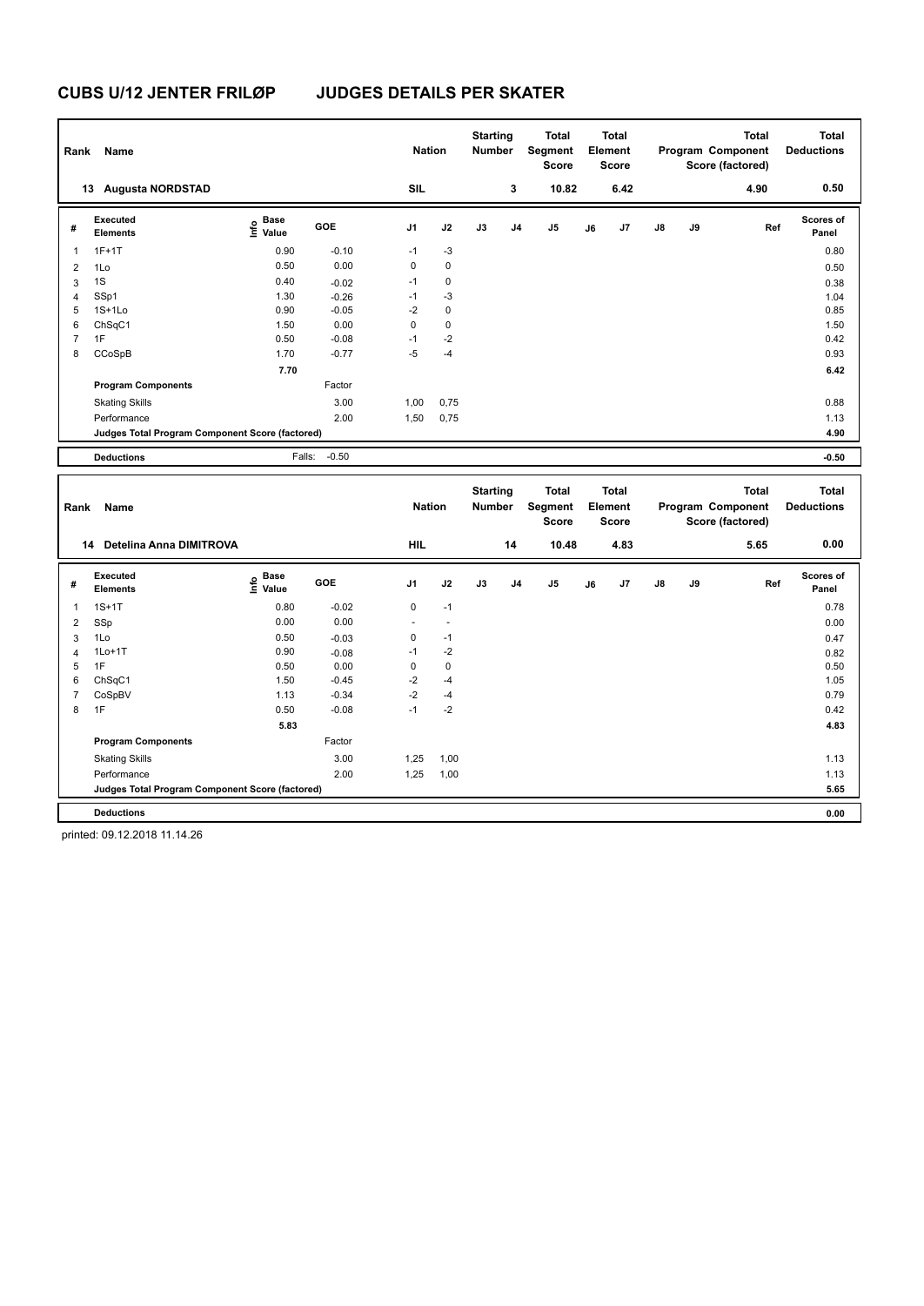# CUBS U/12 JENTER FRILØP JUDGES DETAILS PER SKATER

| Rank | Name | Nation | Starting Number | Total Segment Score | Total Element Score | Total Program Component Score (factored) | Total Deductions |
|---|---|---|---|---|---|---|---|
| 13 | Augusta NORDSTAD | SIL | 3 | 10.82 | 6.42 | 4.90 | 0.50 |

| # | Executed Elements | Info | Base Value | GOE | J1 | J2 | J3 | J4 | J5 | J6 | J7 | J8 | J9 | Ref | Scores of Panel |
|---|---|---|---|---|---|---|---|---|---|---|---|---|---|---|---|
| 1 | 1F+1T | | 0.90 | -0.10 | -1 | -3 | | | | | | | | | 0.80 |
| 2 | 1Lo | | 0.50 | 0.00 | 0 | 0 | | | | | | | | | 0.50 |
| 3 | 1S | | 0.40 | -0.02 | -1 | 0 | | | | | | | | | 0.38 |
| 4 | SSp1 | | 1.30 | -0.26 | -1 | -3 | | | | | | | | | 1.04 |
| 5 | 1S+1Lo | | 0.90 | -0.05 | -2 | 0 | | | | | | | | | 0.85 |
| 6 | ChSqC1 | | 1.50 | 0.00 | 0 | 0 | | | | | | | | | 1.50 |
| 7 | 1F | | 0.50 | -0.08 | -1 | -2 | | | | | | | | | 0.42 |
| 8 | CCoSpB | | 1.70 | -0.77 | -5 | -4 | | | | | | | | | 0.93 |
| | | | 7.70 | | | | | | | | | | | | 6.42 |
| | **Program Components** | | | Factor | | | | | | | | | | | |
| | Skating Skills | | | 3.00 | 1,00 | 0,75 | | | | | | | | | 0.88 |
| | Performance | | | 2.00 | 1,50 | 0,75 | | | | | | | | | 1.13 |
| | **Judges Total Program Component Score (factored)** | | | | | | | | | | | | | | 4.90 |
| | **Deductions** | | Falls: | -0.50 | | | | | | | | | | | -0.50 |

| Rank | Name | Nation | Starting Number | Total Segment Score | Total Element Score | Total Program Component Score (factored) | Total Deductions |
|---|---|---|---|---|---|---|---|
| 14 | Detelina Anna DIMITROVA | HIL | 14 | 10.48 | 4.83 | 5.65 | 0.00 |

| # | Executed Elements | Info | Base Value | GOE | J1 | J2 | J3 | J4 | J5 | J6 | J7 | J8 | J9 | Ref | Scores of Panel |
|---|---|---|---|---|---|---|---|---|---|---|---|---|---|---|---|
| 1 | 1S+1T | | 0.80 | -0.02 | 0 | -1 | | | | | | | | | 0.78 |
| 2 | SSp | | 0.00 | 0.00 | - | - | | | | | | | | | 0.00 |
| 3 | 1Lo | | 0.50 | -0.03 | 0 | -1 | | | | | | | | | 0.47 |
| 4 | 1Lo+1T | | 0.90 | -0.08 | -1 | -2 | | | | | | | | | 0.82 |
| 5 | 1F | | 0.50 | 0.00 | 0 | 0 | | | | | | | | | 0.50 |
| 6 | ChSqC1 | | 1.50 | -0.45 | -2 | -4 | | | | | | | | | 1.05 |
| 7 | CoSpBV | | 1.13 | -0.34 | -2 | -4 | | | | | | | | | 0.79 |
| 8 | 1F | | 0.50 | -0.08 | -1 | -2 | | | | | | | | | 0.42 |
| | | | 5.83 | | | | | | | | | | | | 4.83 |
| | **Program Components** | | | Factor | | | | | | | | | | | |
| | Skating Skills | | | 3.00 | 1,25 | 1,00 | | | | | | | | | 1.13 |
| | Performance | | | 2.00 | 1,25 | 1,00 | | | | | | | | | 1.13 |
| | **Judges Total Program Component Score (factored)** | | | | | | | | | | | | | | 5.65 |
| | **Deductions** | | | | | | | | | | | | | | 0.00 |

printed: 09.12.2018 11.14.26